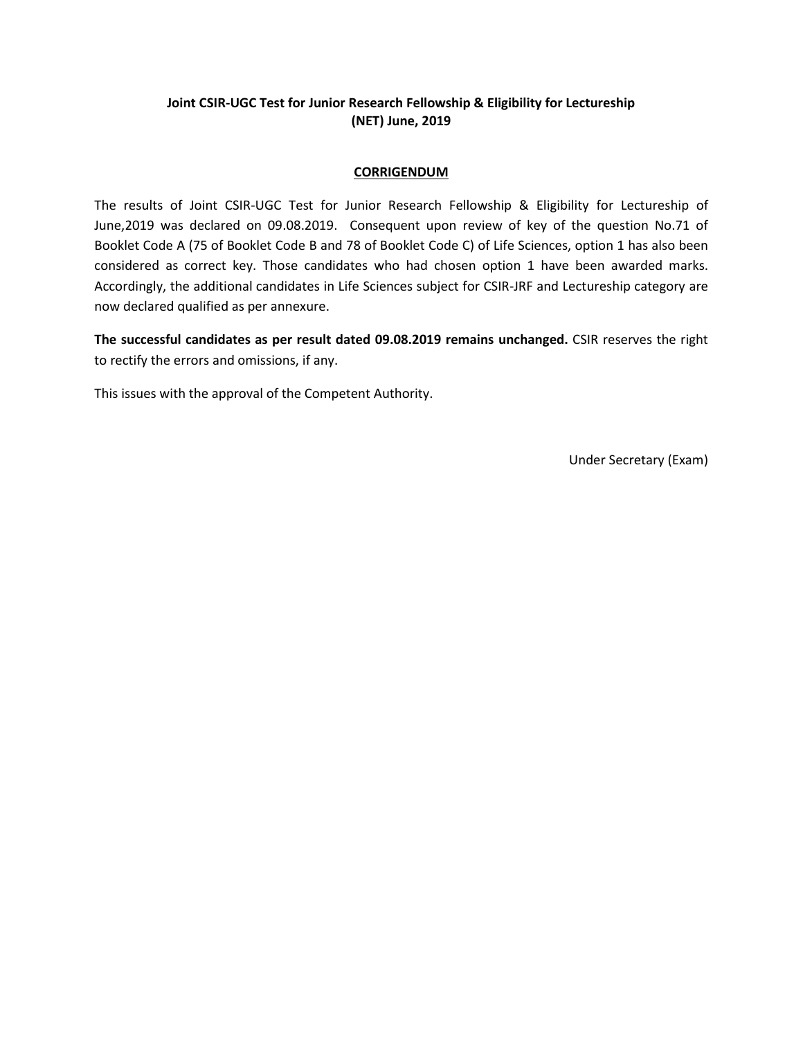**Joint CSIR-UGC Test for Junior Research Fellowship & Eligibility for Lectureship (NET) June, 2019**

**CORRIGENDUM**

The results of Joint CSIR-UGC Test for Junior Research Fellowship & Eligibility for Lectureship of June,2019 was declared on 09.08.2019. Consequent upon review of key of the question No.71 of Booklet Code A (75 of Booklet Code B and 78 of Booklet Code C) of Life Sciences, option 1 has also been considered as correct key. Those candidates who had chosen option 1 have been awarded marks. Accordingly, the additional candidates in Life Sciences subject for CSIR-JRF and Lectureship category are now declared qualified as per annexure.

**The successful candidates as per result dated 09.08.2019 remains unchanged.** CSIR reserves the right to rectify the errors and omissions, if any.

This issues with the approval of the Competent Authority.

Under Secretary (Exam)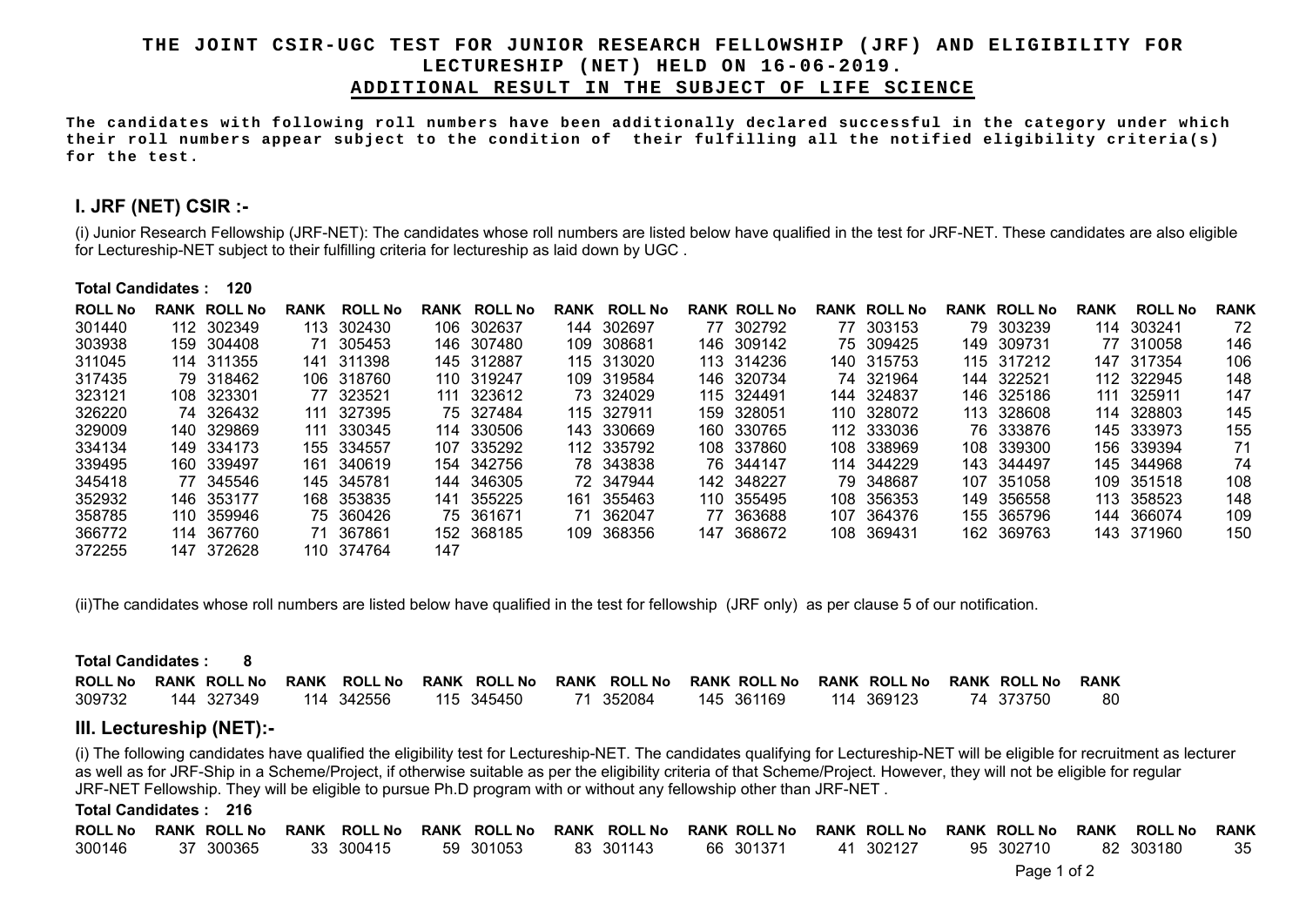# THE JOINT CSIR-UGC TEST FOR JUNIOR RESEARCH FELLOWSHIP (JRF) AND ELIGIBILITY FOR LECTURESHIP (NET) HELD ON 16-06-2019.

## ADDITIONAL RESULT IN THE SUBJECT OF LIFE SCIENCE

**The candidates with following roll numbers have been additionally declared successful in the category under which their roll numbers appear subject to the condition of their fulfilling all the notified eligibility criteria(s) for the test.**

## I. JRF (NET) CSIR :-

(i) Junior Research Fellowship (JRF-NET): The candidates whose roll numbers are listed below have qualified in the test for JRF-NET. These candidates are also eligible for Lectureship-NET subject to their fulfilling criteria for lectureship as laid down by UGC .

**Total Candidates : 120**

| ROLL No | RANK | ROLL No | RANK | ROLL No | RANK | ROLL No | RANK | ROLL No | RANK | ROLL No | RANK | ROLL No | RANK | ROLL No | RANK | ROLL No | RANK |
|---|---|---|---|---|---|---|---|---|---|---|---|---|---|---|---|---|---|
| 301440 | 112 | 302349 | 113 | 302430 | 106 | 302637 | 144 | 302697 | 77 | 302792 | 77 | 303153 | 79 | 303239 | 114 | 303241 | 72 |
| 303938 | 159 | 304408 | 71 | 305453 | 146 | 307480 | 109 | 308681 | 146 | 309142 | 75 | 309425 | 149 | 309731 | 77 | 310058 | 146 |
| 311045 | 114 | 311355 | 141 | 311398 | 145 | 312887 | 115 | 313020 | 113 | 314236 | 140 | 315753 | 115 | 317212 | 147 | 317354 | 106 |
| 317435 | 79 | 318462 | 106 | 318760 | 110 | 319247 | 109 | 319584 | 146 | 320734 | 74 | 321964 | 144 | 322521 | 112 | 322945 | 148 |
| 323121 | 108 | 323301 | 77 | 323521 | 111 | 323612 | 73 | 324029 | 115 | 324491 | 144 | 324837 | 146 | 325186 | 111 | 325911 | 147 |
| 326220 | 74 | 326432 | 111 | 327395 | 75 | 327484 | 115 | 327911 | 159 | 328051 | 110 | 328072 | 113 | 328608 | 114 | 328803 | 145 |
| 329009 | 140 | 329869 | 111 | 330345 | 114 | 330506 | 143 | 330669 | 160 | 330765 | 112 | 333036 | 76 | 333876 | 145 | 333973 | 155 |
| 334134 | 149 | 334173 | 155 | 334557 | 107 | 335292 | 112 | 335792 | 108 | 337860 | 108 | 338969 | 108 | 339300 | 156 | 339394 | 71 |
| 339495 | 160 | 339497 | 161 | 340619 | 154 | 342756 | 78 | 343838 | 76 | 344147 | 114 | 344229 | 143 | 344497 | 145 | 344968 | 74 |
| 345418 | 77 | 345546 | 145 | 345781 | 144 | 346305 | 72 | 347944 | 142 | 348227 | 79 | 348687 | 107 | 351058 | 109 | 351518 | 108 |
| 352932 | 146 | 353177 | 168 | 353835 | 141 | 355225 | 161 | 355463 | 110 | 355495 | 108 | 356353 | 149 | 356558 | 113 | 358523 | 148 |
| 358785 | 110 | 359946 | 75 | 360426 | 75 | 361671 | 71 | 362047 | 77 | 363688 | 107 | 364376 | 155 | 365796 | 144 | 366074 | 109 |
| 366772 | 114 | 367760 | 71 | 367861 | 152 | 368185 | 109 | 368356 | 147 | 368672 | 108 | 369431 | 162 | 369763 | 143 | 371960 | 150 |
| 372255 | 147 | 372628 | 110 | 374764 | 147 | | | | | | | | | | | | |

(ii)The candidates whose roll numbers are listed below have qualified in the test for fellowship (JRF only) as per clause 5 of our notification.

**Total Candidates : 8**

| ROLL No | RANK | ROLL No | RANK | ROLL No | RANK | ROLL No | RANK | ROLL No | RANK | ROLL No | RANK | ROLL No | RANK | ROLL No | RANK |
|---|---|---|---|---|---|---|---|---|---|---|---|---|---|---|---|
| 309732 | 144 | 327349 | 114 | 342556 | 115 | 345450 | 71 | 352084 | 145 | 361169 | 114 | 369123 | 74 | 373750 | 80 |

## III. Lectureship (NET):-

(i) The following candidates have qualified the eligibility test for Lectureship-NET. The candidates qualifying for Lectureship-NET will be eligible for recruitment as lecturer as well as for JRF-Ship in a Scheme/Project, if otherwise suitable as per the eligibility criteria of that Scheme/Project. However, they will not be eligible for regular JRF-NET Fellowship. They will be eligible to pursue Ph.D program with or without any fellowship other than JRF-NET .

**Total Candidates : 216**

| ROLL No | RANK | ROLL No | RANK | ROLL No | RANK | ROLL No | RANK | ROLL No | RANK | ROLL No | RANK | ROLL No | RANK | ROLL No | RANK | ROLL No | RANK |
|---|---|---|---|---|---|---|---|---|---|---|---|---|---|---|---|---|---|
| 300146 | 37 | 300365 | 33 | 300415 | 59 | 301053 | 83 | 301143 | 66 | 301371 | 41 | 302127 | 95 | 302710 | 82 | 303180 | 35 |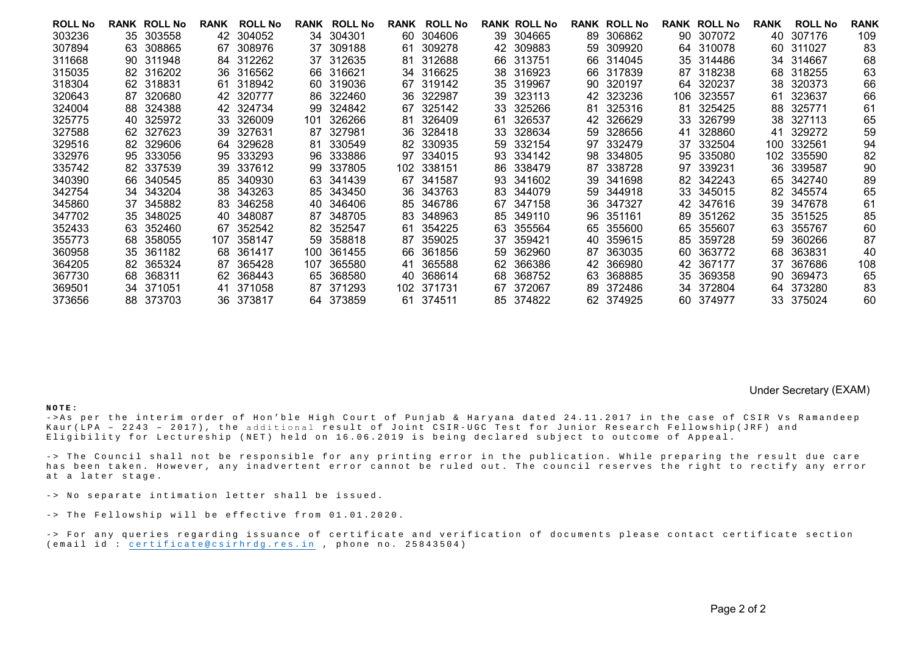| ROLL No | RANK | ROLL No | RANK | ROLL No | RANK | ROLL No | RANK | ROLL No | RANK | ROLL No | RANK | ROLL No | RANK | ROLL No | RANK | ROLL No | RANK |
|---|---|---|---|---|---|---|---|---|---|---|---|---|---|---|---|---|---|
| 303236 | 35 | 303558 | 42 | 304052 | 34 | 304301 | 60 | 304606 | 39 | 304665 | 89 | 306862 | 90 | 307072 | 40 | 307176 | 109 |
| 307894 | 63 | 308865 | 67 | 308976 | 37 | 309188 | 61 | 309278 | 42 | 309883 | 59 | 309920 | 64 | 310078 | 60 | 311027 | 83 |
| 311668 | 90 | 311948 | 84 | 312262 | 37 | 312635 | 81 | 312688 | 66 | 313751 | 66 | 314045 | 35 | 314486 | 34 | 314667 | 68 |
| 315035 | 82 | 316202 | 36 | 316562 | 66 | 316621 | 34 | 316625 | 38 | 316923 | 66 | 317839 | 87 | 318238 | 68 | 318255 | 63 |
| 318304 | 62 | 318831 | 61 | 318942 | 60 | 319036 | 67 | 319142 | 35 | 319967 | 90 | 320197 | 64 | 320237 | 38 | 320373 | 66 |
| 320643 | 87 | 320680 | 42 | 320777 | 86 | 322460 | 36 | 322987 | 39 | 323113 | 42 | 323236 | 106 | 323557 | 61 | 323637 | 66 |
| 324004 | 88 | 324388 | 42 | 324734 | 99 | 324842 | 67 | 325142 | 33 | 325266 | 81 | 325316 | 81 | 325425 | 88 | 325771 | 61 |
| 325775 | 40 | 325972 | 33 | 326009 | 101 | 326266 | 81 | 326409 | 61 | 326537 | 42 | 326629 | 33 | 326799 | 38 | 327113 | 65 |
| 327588 | 62 | 327623 | 39 | 327631 | 87 | 327981 | 36 | 328418 | 33 | 328634 | 59 | 328656 | 41 | 328860 | 41 | 329272 | 59 |
| 329516 | 82 | 329606 | 64 | 329628 | 81 | 330549 | 82 | 330935 | 59 | 332154 | 97 | 332479 | 37 | 332504 | 100 | 332561 | 94 |
| 332976 | 95 | 333056 | 95 | 333293 | 96 | 333886 | 97 | 334015 | 93 | 334142 | 98 | 334805 | 95 | 335080 | 102 | 335590 | 82 |
| 335742 | 82 | 337539 | 39 | 337612 | 99 | 337805 | 102 | 338151 | 86 | 338479 | 87 | 338728 | 97 | 339231 | 36 | 339587 | 90 |
| 340390 | 66 | 340545 | 85 | 340930 | 63 | 341439 | 67 | 341587 | 93 | 341602 | 39 | 341698 | 82 | 342243 | 65 | 342740 | 89 |
| 342754 | 34 | 343204 | 38 | 343263 | 85 | 343450 | 36 | 343763 | 83 | 344079 | 59 | 344918 | 33 | 345015 | 82 | 345574 | 65 |
| 345860 | 37 | 345882 | 83 | 346258 | 40 | 346406 | 85 | 346786 | 67 | 347158 | 36 | 347327 | 42 | 347616 | 39 | 347678 | 61 |
| 347702 | 35 | 348025 | 40 | 348087 | 87 | 348705 | 83 | 348963 | 85 | 349110 | 96 | 351161 | 89 | 351262 | 35 | 351525 | 85 |
| 352433 | 63 | 352460 | 67 | 352542 | 82 | 352547 | 61 | 354225 | 63 | 355564 | 65 | 355600 | 65 | 355607 | 63 | 355767 | 60 |
| 355773 | 68 | 358055 | 107 | 358147 | 59 | 358818 | 87 | 359025 | 37 | 359421 | 40 | 359615 | 85 | 359728 | 59 | 360266 | 87 |
| 360958 | 35 | 361182 | 68 | 361417 | 100 | 361455 | 66 | 361856 | 59 | 362960 | 87 | 363035 | 60 | 363772 | 68 | 363831 | 40 |
| 364205 | 82 | 365324 | 87 | 365428 | 107 | 365580 | 41 | 365588 | 62 | 366386 | 42 | 366980 | 42 | 367177 | 37 | 367686 | 108 |
| 367730 | 68 | 368311 | 62 | 368443 | 65 | 368580 | 40 | 368614 | 68 | 368752 | 63 | 368885 | 35 | 369358 | 90 | 369473 | 65 |
| 369501 | 34 | 371051 | 41 | 371058 | 87 | 371293 | 102 | 371731 | 67 | 372067 | 89 | 372486 | 34 | 372804 | 64 | 373280 | 83 |
| 373656 | 88 | 373703 | 36 | 373817 | 64 | 373859 | 61 | 374511 | 85 | 374822 | 62 | 374925 | 60 | 374977 | 33 | 375024 | 60 |

Under Secretary (EXAM)

**NOTE:**

->As per the interim order of Hon'ble High Court of Punjab & Haryana dated 24.11.2017 in the case of CSIR Vs Ramandeep Kaur(LPA – 2243 – 2017), the additional result of Joint CSIR-UGC Test for Junior Research Fellowship(JRF) and Eligibility for Lectureship (NET) held on 16.06.2019 is being declared subject to outcome of Appeal.

-> The Council shall not be responsible for any printing error in the publication. While preparing the result due care has been taken. However, any inadvertent error cannot be ruled out. The council reserves the right to rectify any error at a later stage.

-> No separate intimation letter shall be issued.

-> The Fellowship will be effective from 01.01.2020.

-> For any queries regarding issuance of certificate and verification of documents please contact certificate section (email id : certificate@csirhrdg.res.in , phone no. 25843504)